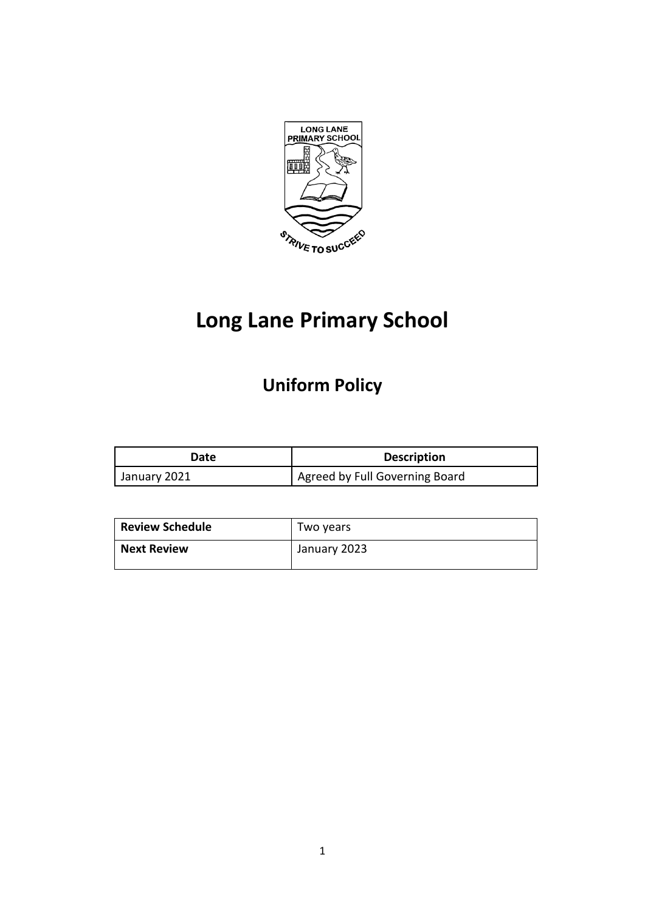# Long Lane Primary School

## Uniform Policy

| Date | Description |
| --- | --- |
| January 2021 | Agreed by Full Governing Board |

| **Review Schedule** | Two years |
| --- | --- |
| **Next Review** | January 2023 |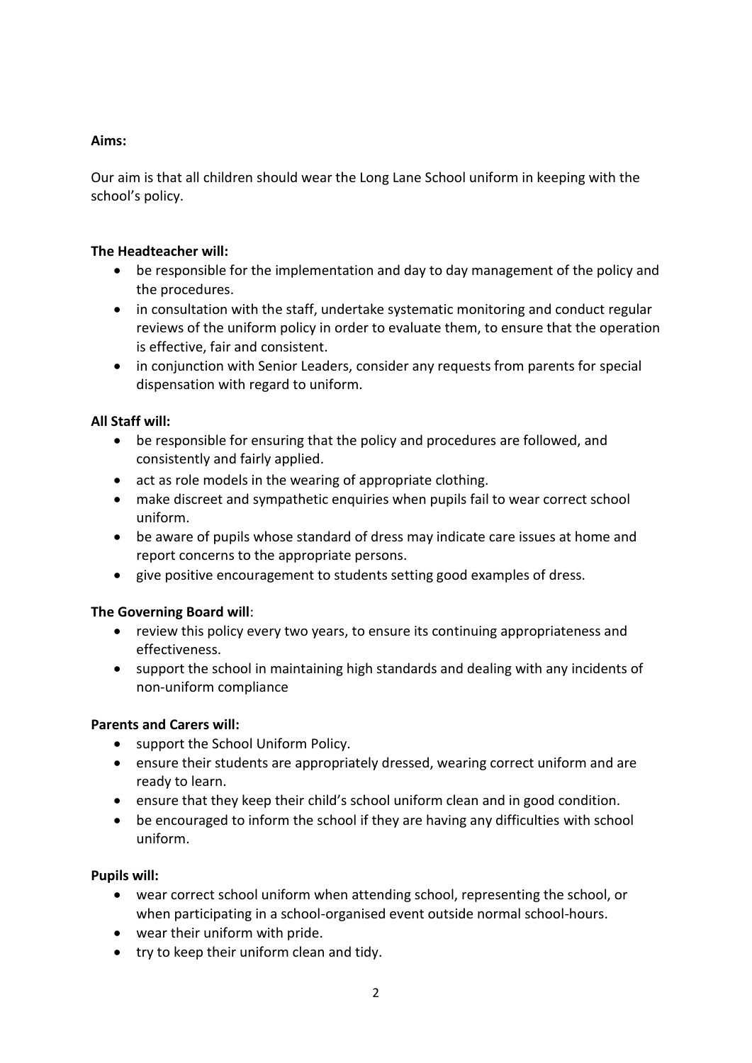**Aims:**

Our aim is that all children should wear the Long Lane School uniform in keeping with the school's policy.

**The Headteacher will:**

- be responsible for the implementation and day to day management of the policy and the procedures.
- in consultation with the staff, undertake systematic monitoring and conduct regular reviews of the uniform policy in order to evaluate them, to ensure that the operation is effective, fair and consistent.
- in conjunction with Senior Leaders, consider any requests from parents for special dispensation with regard to uniform.

**All Staff will:**

- be responsible for ensuring that the policy and procedures are followed, and consistently and fairly applied.
- act as role models in the wearing of appropriate clothing.
- make discreet and sympathetic enquiries when pupils fail to wear correct school uniform.
- be aware of pupils whose standard of dress may indicate care issues at home and report concerns to the appropriate persons.
- give positive encouragement to students setting good examples of dress.

**The Governing Board will**:

- review this policy every two years, to ensure its continuing appropriateness and effectiveness.
- support the school in maintaining high standards and dealing with any incidents of non-uniform compliance

**Parents and Carers will:**

- support the School Uniform Policy.
- ensure their students are appropriately dressed, wearing correct uniform and are ready to learn.
- ensure that they keep their child's school uniform clean and in good condition.
- be encouraged to inform the school if they are having any difficulties with school uniform.

**Pupils will:**

- wear correct school uniform when attending school, representing the school, or when participating in a school-organised event outside normal school-hours.
- wear their uniform with pride.
- try to keep their uniform clean and tidy.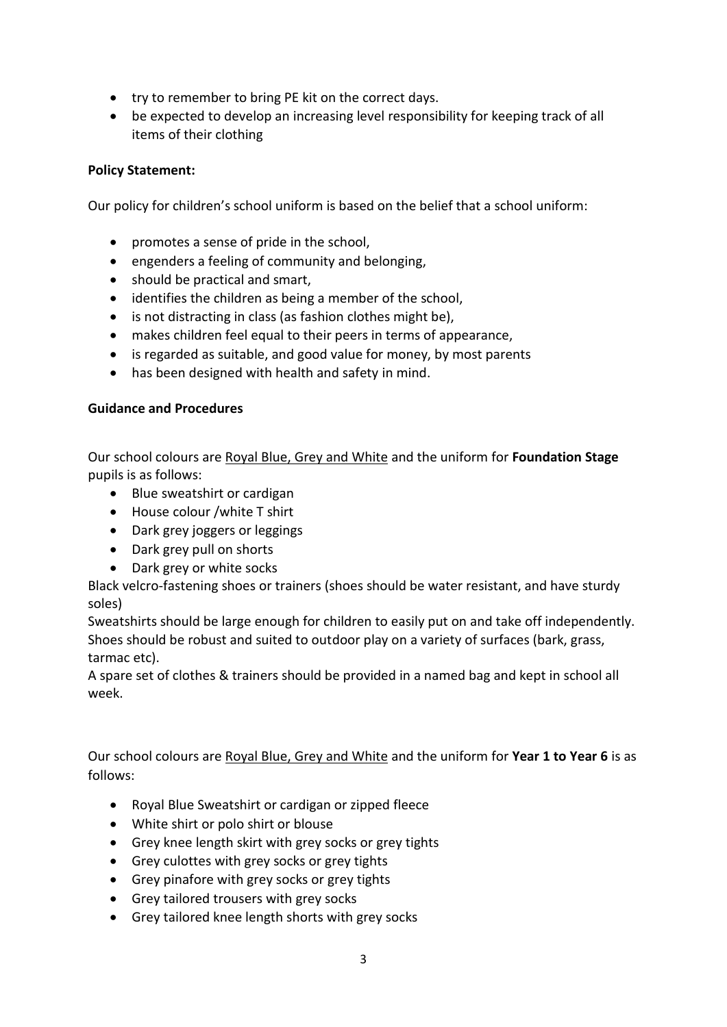- try to remember to bring PE kit on the correct days.
- be expected to develop an increasing level responsibility for keeping track of all items of their clothing

**Policy Statement:**

Our policy for children's school uniform is based on the belief that a school uniform:

- promotes a sense of pride in the school,
- engenders a feeling of community and belonging,
- should be practical and smart,
- identifies the children as being a member of the school,
- is not distracting in class (as fashion clothes might be),
- makes children feel equal to their peers in terms of appearance,
- is regarded as suitable, and good value for money, by most parents
- has been designed with health and safety in mind.

**Guidance and Procedures**

Our school colours are <u>Royal Blue, Grey and White</u> and the uniform for **Foundation Stage** pupils is as follows:

- Blue sweatshirt or cardigan
- House colour /white T shirt
- Dark grey joggers or leggings
- Dark grey pull on shorts
- Dark grey or white socks

Black velcro-fastening shoes or trainers (shoes should be water resistant, and have sturdy soles)
Sweatshirts should be large enough for children to easily put on and take off independently.
Shoes should be robust and suited to outdoor play on a variety of surfaces (bark, grass, tarmac etc).
A spare set of clothes & trainers should be provided in a named bag and kept in school all week.

Our school colours are <u>Royal Blue, Grey and White</u> and the uniform for **Year 1 to Year 6** is as follows:

- Royal Blue Sweatshirt or cardigan or zipped fleece
- White shirt or polo shirt or blouse
- Grey knee length skirt with grey socks or grey tights
- Grey culottes with grey socks or grey tights
- Grey pinafore with grey socks or grey tights
- Grey tailored trousers with grey socks
- Grey tailored knee length shorts with grey socks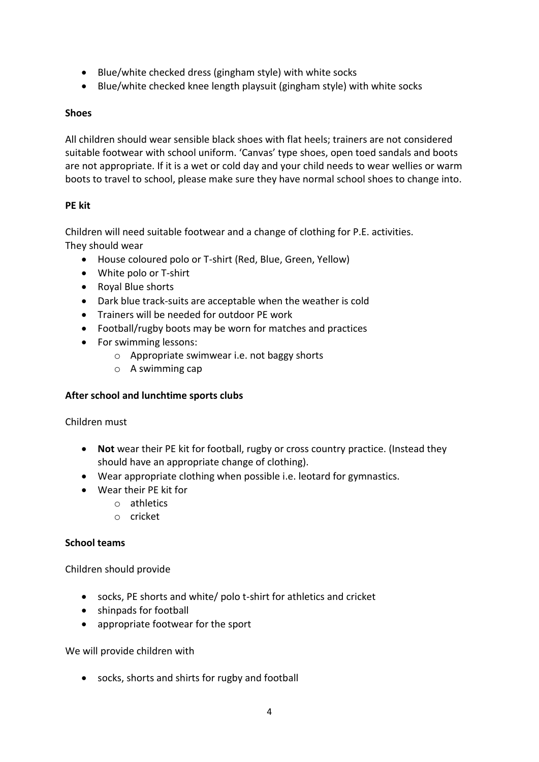- Blue/white checked dress (gingham style) with white socks
- Blue/white checked knee length playsuit (gingham style) with white socks

**Shoes**

All children should wear sensible black shoes with flat heels; trainers are not considered suitable footwear with school uniform. 'Canvas' type shoes, open toed sandals and boots are not appropriate. If it is a wet or cold day and your child needs to wear wellies or warm boots to travel to school, please make sure they have normal school shoes to change into.

**PE kit**

Children will need suitable footwear and a change of clothing for P.E. activities. They should wear

- House coloured polo or T-shirt (Red, Blue, Green, Yellow)
- White polo or T-shirt
- Royal Blue shorts
- Dark blue track-suits are acceptable when the weather is cold
- Trainers will be needed for outdoor PE work
- Football/rugby boots may be worn for matches and practices
- For swimming lessons:
    - Appropriate swimwear i.e. not baggy shorts
    - A swimming cap

**After school and lunchtime sports clubs**

Children must

- **Not** wear their PE kit for football, rugby or cross country practice. (Instead they should have an appropriate change of clothing).
- Wear appropriate clothing when possible i.e. leotard for gymnastics.
- Wear their PE kit for
    - athletics
    - cricket

**School teams**

Children should provide

- socks, PE shorts and white/ polo t-shirt for athletics and cricket
- shinpads for football
- appropriate footwear for the sport

We will provide children with

- socks, shorts and shirts for rugby and football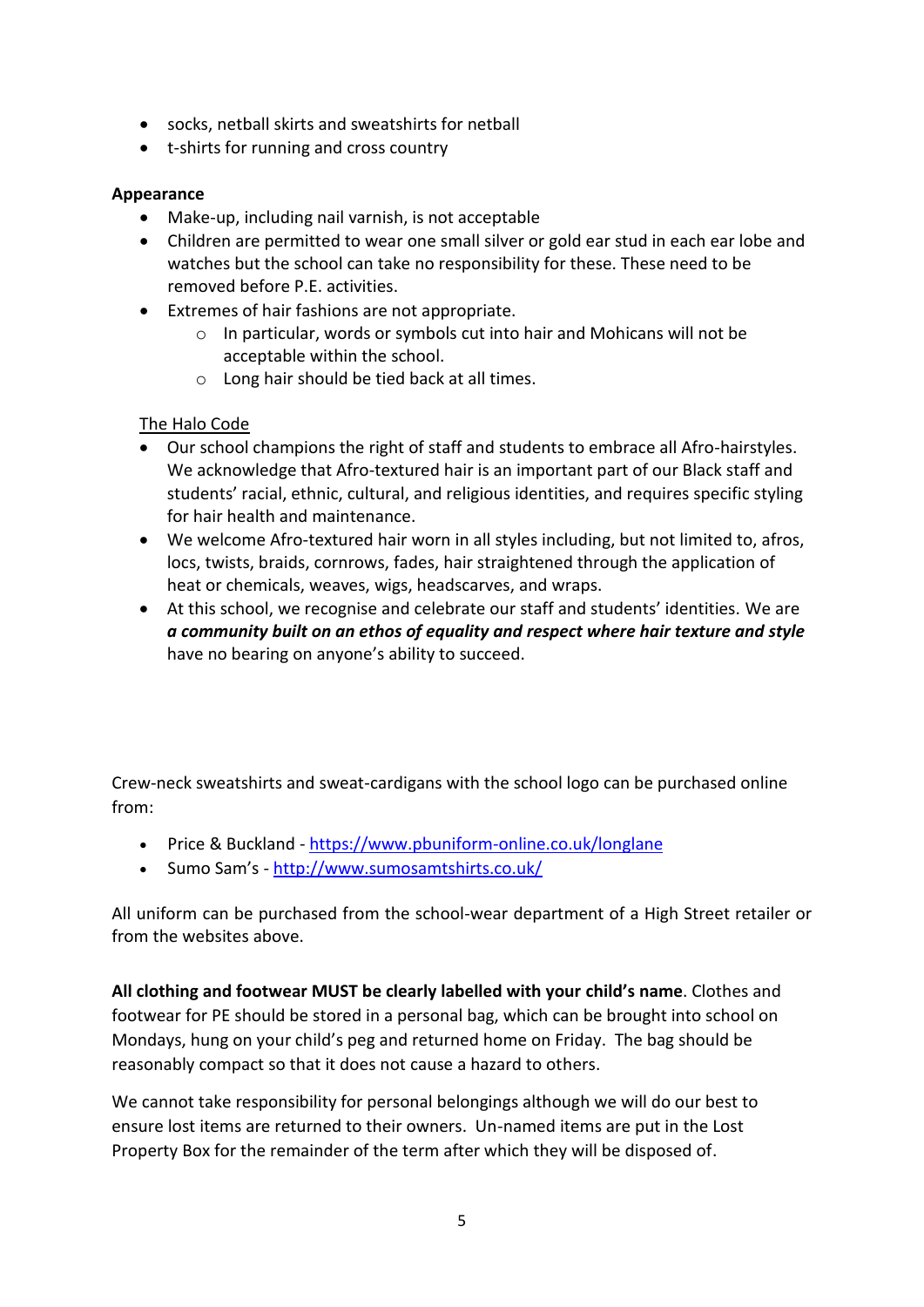- socks, netball skirts and sweatshirts for netball
- t-shirts for running and cross country

**Appearance**

- Make-up, including nail varnish, is not acceptable
- Children are permitted to wear one small silver or gold ear stud in each ear lobe and watches but the school can take no responsibility for these. These need to be removed before P.E. activities.
- Extremes of hair fashions are not appropriate.
    - In particular, words or symbols cut into hair and Mohicans will not be acceptable within the school.
    - Long hair should be tied back at all times.

<u>The Halo Code</u>

- Our school champions the right of staff and students to embrace all Afro-hairstyles. We acknowledge that Afro-textured hair is an important part of our Black staff and students' racial, ethnic, cultural, and religious identities, and requires specific styling for hair health and maintenance.
- We welcome Afro-textured hair worn in all styles including, but not limited to, afros, locs, twists, braids, cornrows, fades, hair straightened through the application of heat or chemicals, weaves, wigs, headscarves, and wraps.
- At this school, we recognise and celebrate our staff and students' identities. We are ***a community built on an ethos of equality and respect where hair texture and style*** have no bearing on anyone's ability to succeed.

Crew-neck sweatshirts and sweat-cardigans with the school logo can be purchased online from:

- Price & Buckland - https://www.pbuniform-online.co.uk/longlane
- Sumo Sam's - http://www.sumosamtshirts.co.uk/

All uniform can be purchased from the school-wear department of a High Street retailer or from the websites above.

**All clothing and footwear MUST be clearly labelled with your child's name**. Clothes and footwear for PE should be stored in a personal bag, which can be brought into school on Mondays, hung on your child's peg and returned home on Friday. The bag should be reasonably compact so that it does not cause a hazard to others.

We cannot take responsibility for personal belongings although we will do our best to ensure lost items are returned to their owners. Un-named items are put in the Lost Property Box for the remainder of the term after which they will be disposed of.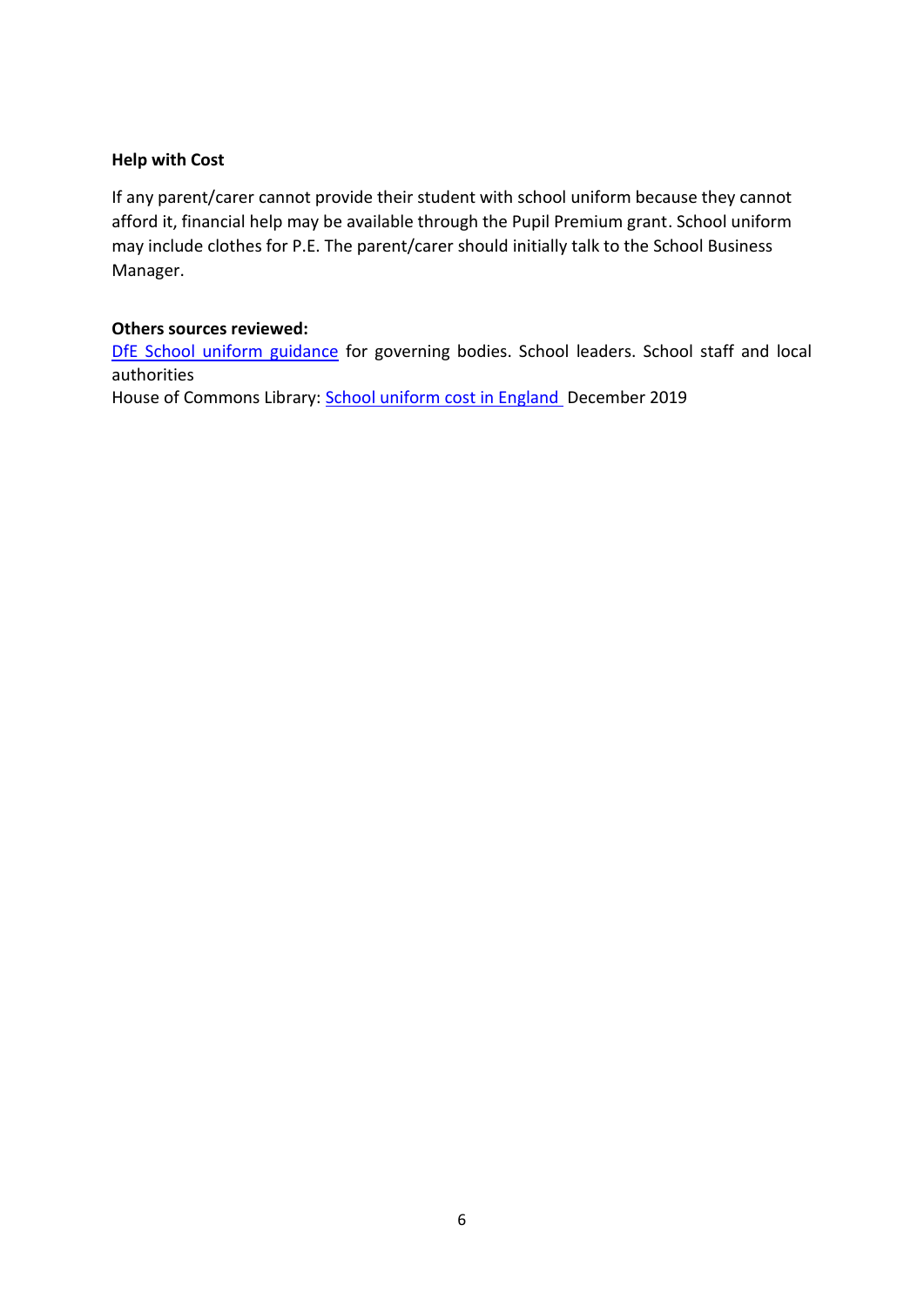**Help with Cost**

If any parent/carer cannot provide their student with school uniform because they cannot afford it, financial help may be available through the Pupil Premium grant. School uniform may include clothes for P.E. The parent/carer should initially talk to the School Business Manager.

**Others sources reviewed:**

DfE School uniform guidance for governing bodies. School leaders. School staff and local authorities

House of Commons Library: School uniform cost in England December 2019